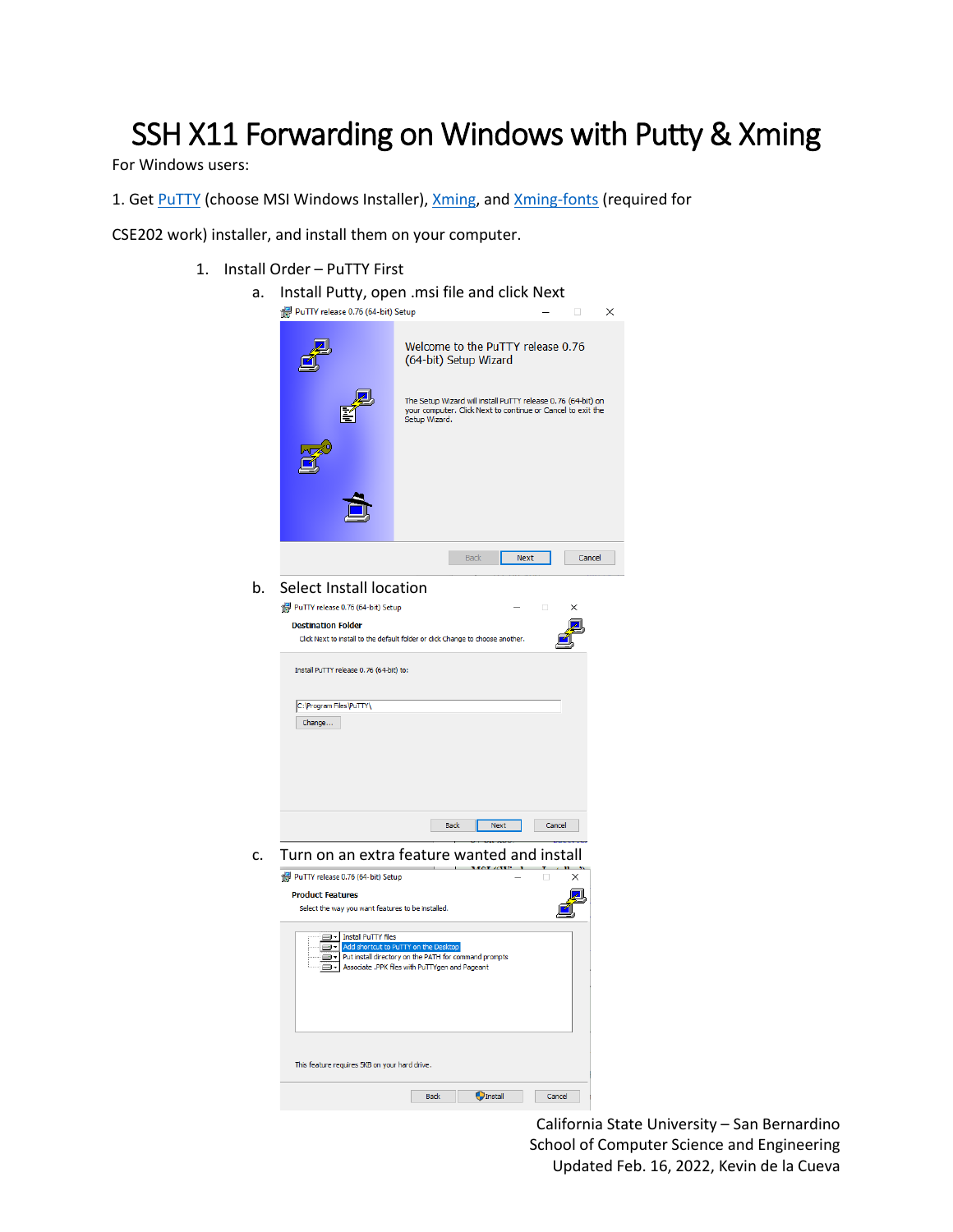# SSH X11 Forwarding on Windows with Putty & Xming

For Windows users:

1. Get PuTTY (choose MSI Windows Installer), Xming, and Xming-fonts (required for CSE202 work) installer, and install them on your computer.

1. Install Order – PuTTY First
   a. Install Putty, open .msi file and click Next
   b. Select Install location
   c. Turn on an extra feature wanted and install

California State University – San Bernardino
School of Computer Science and Engineering
Updated Feb. 16, 2022, Kevin de la Cueva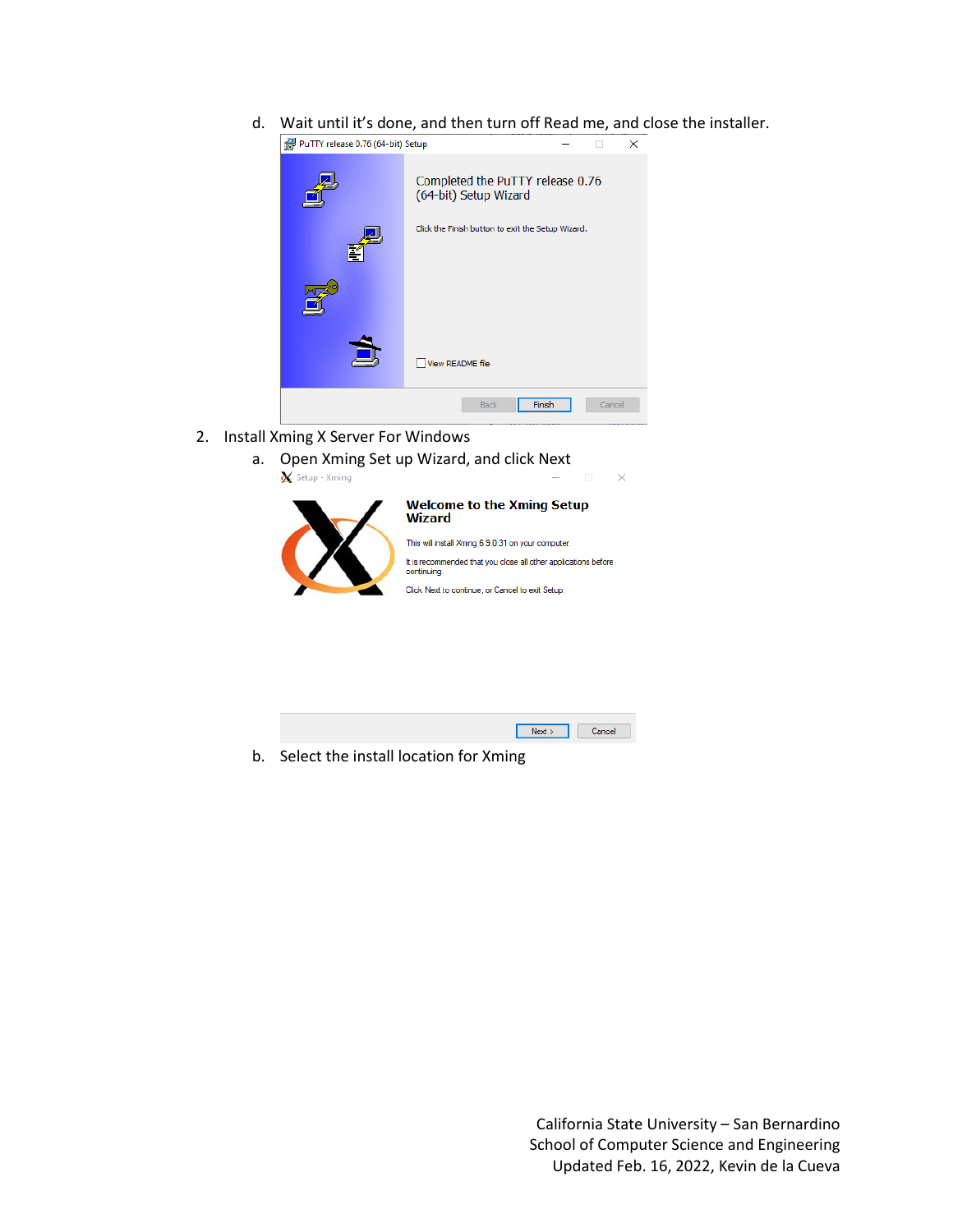d. Wait until it's done, and then turn off Read me, and close the installer.

2. Install Xming X Server For Windows
   a. Open Xming Set up Wizard, and click Next
   b. Select the install location for Xming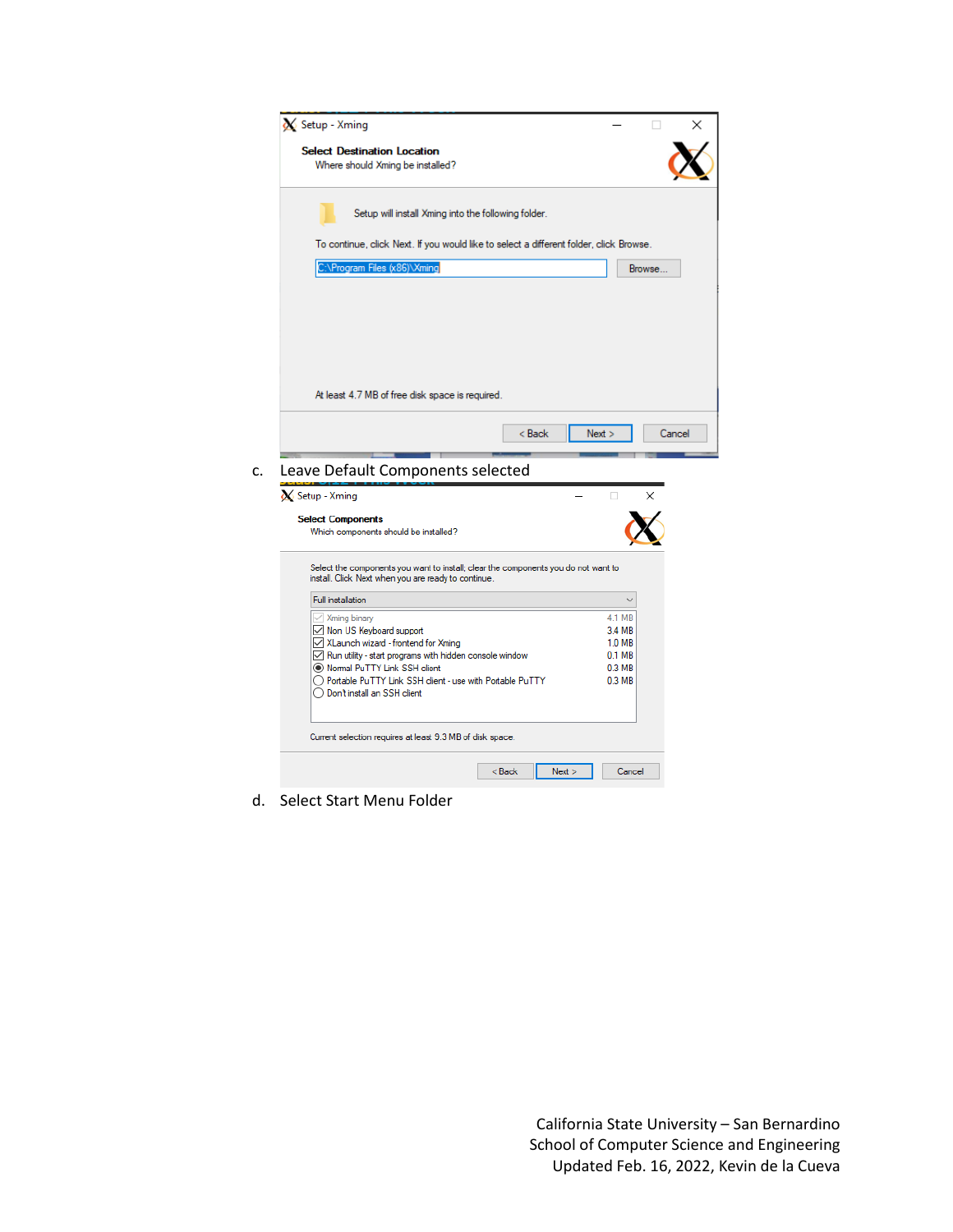c. Leave Default Components selected

d. Select Start Menu Folder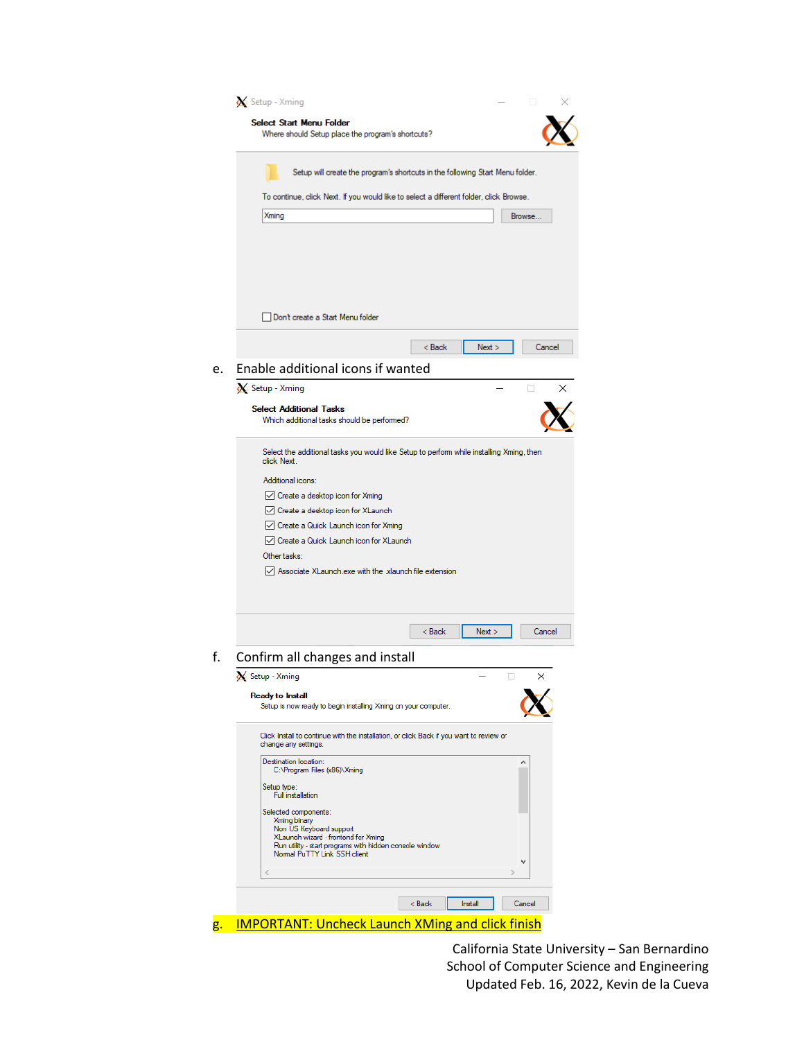e. Enable additional icons if wanted

f. Confirm all changes and install

g. **IMPORTANT: Uncheck Launch XMing and click finish**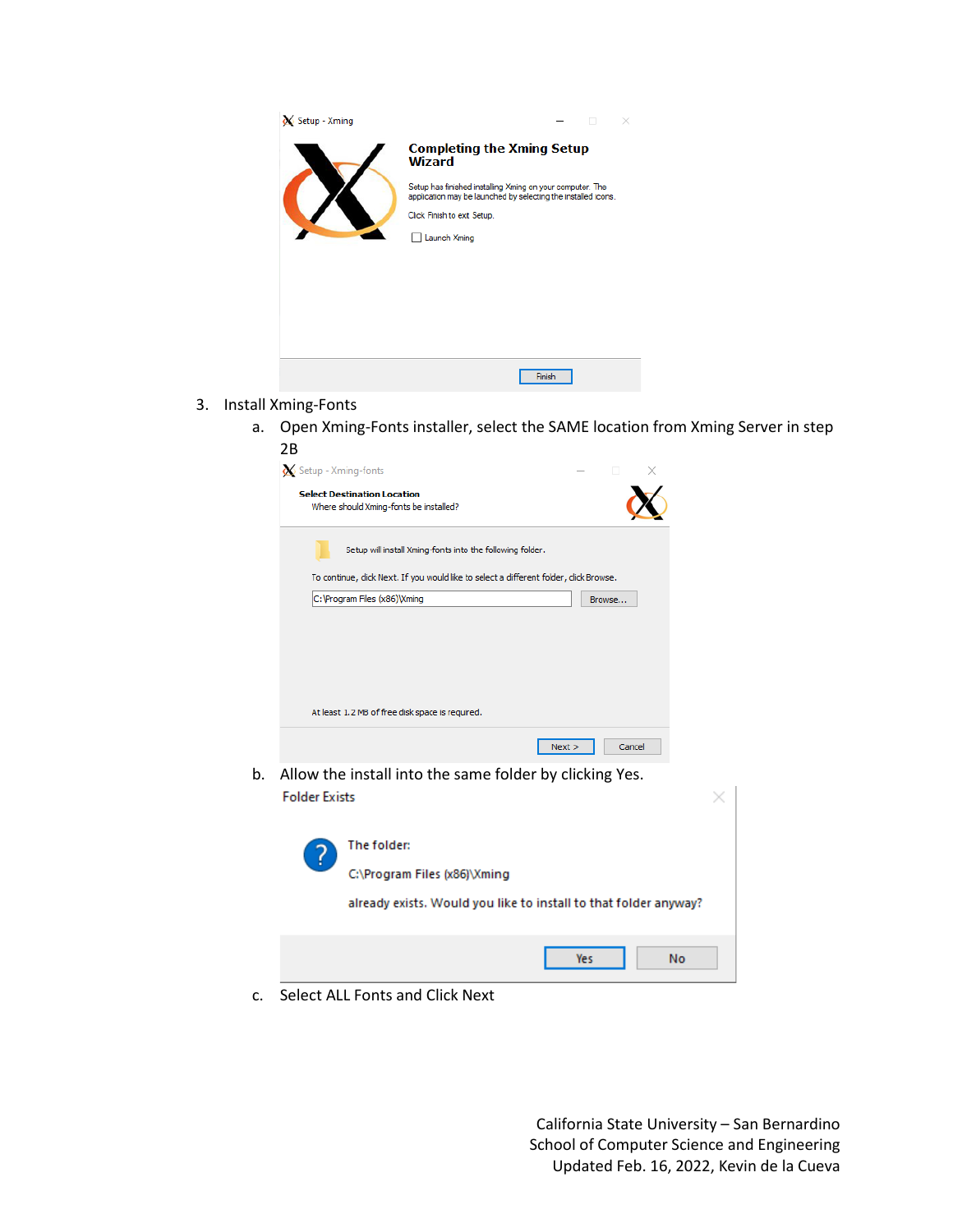3. Install Xming-Fonts
   a. Open Xming-Fonts installer, select the SAME location from Xming Server in step 2B
   b. Allow the install into the same folder by clicking Yes.
   c. Select ALL Fonts and Click Next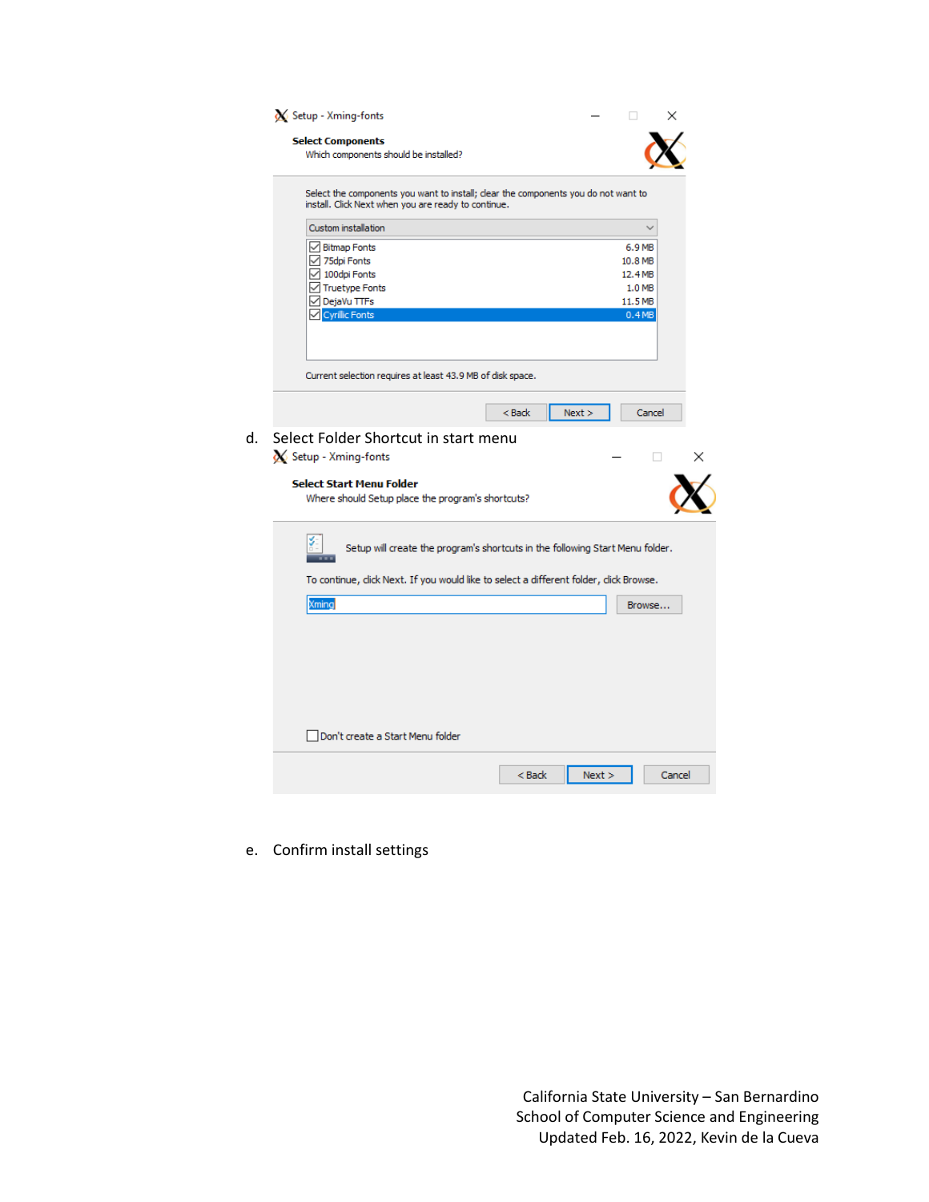d. Select Folder Shortcut in start menu

e. Confirm install settings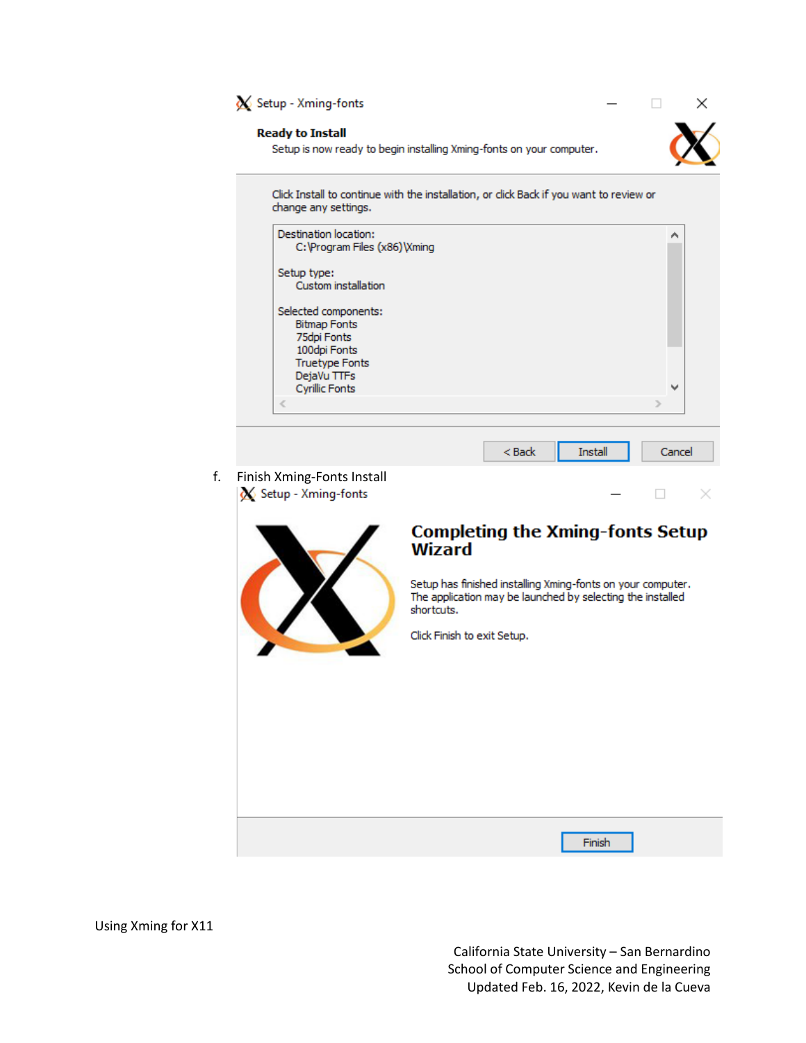Setup - Xming-fonts

**Ready to Install**

Setup is now ready to begin installing Xming-fonts on your computer.

Click Install to continue with the installation, or click Back if you want to review or change any settings.

Destination location:
C:\Program Files (x86)\Xming

Setup type:
Custom installation

Selected components:
Bitmap Fonts
75dpi Fonts
100dpi Fonts
Truetype Fonts
DejaVu TTFs
Cyrillic Fonts

< Back | Install | Cancel

f. Finish Xming-Fonts Install

Setup - Xming-fonts

**Completing the Xming-fonts Setup Wizard**

Setup has finished installing Xming-fonts on your computer. The application may be launched by selecting the installed shortcuts.

Click Finish to exit Setup.

Finish

Using Xming for X11

California State University – San Bernardino
School of Computer Science and Engineering
Updated Feb. 16, 2022, Kevin de la Cueva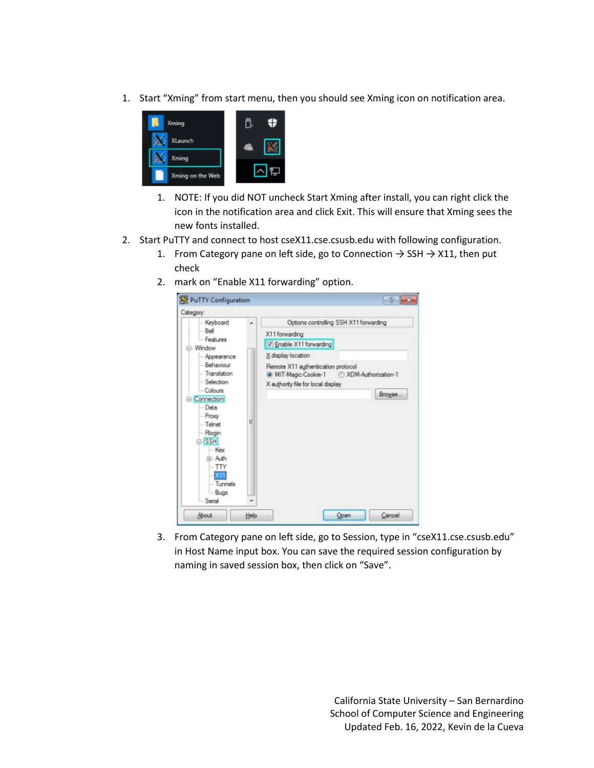1. Start "Xming" from start menu, then you should see Xming icon on notification area.
    1. NOTE: If you did NOT uncheck Start Xming after install, you can right click the icon in the notification area and click Exit. This will ensure that Xming sees the new fonts installed.
2. Start PuTTY and connect to host cseX11.cse.csusb.edu with following configuration.
    1. From Category pane on left side, go to Connection → SSH → X11, then put check
    2. mark on "Enable X11 forwarding" option.
    3. From Category pane on left side, go to Session, type in "cseX11.cse.csusb.edu" in Host Name input box. You can save the required session configuration by naming in saved session box, then click on "Save".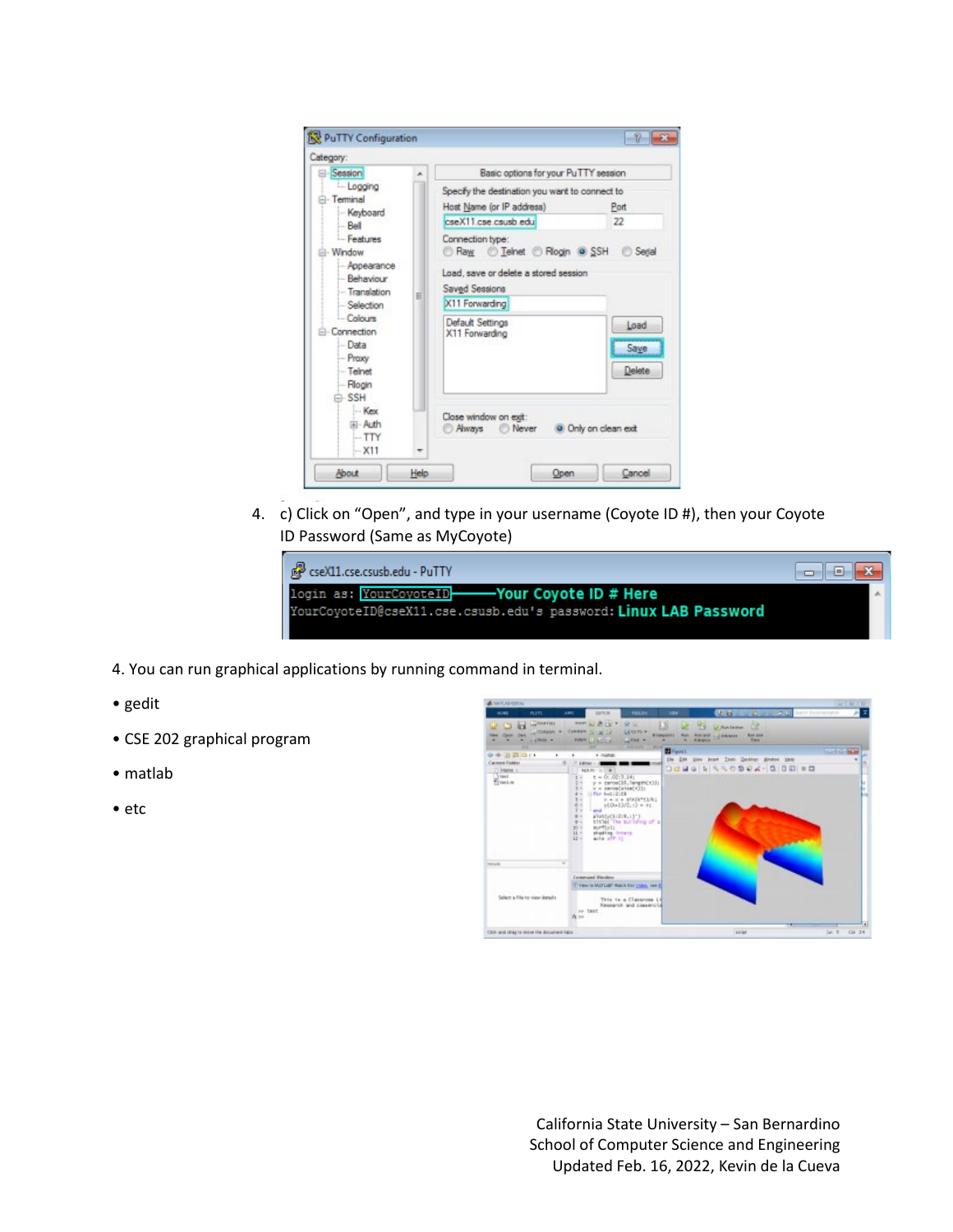4. c) Click on "Open", and type in your username (Coyote ID #), then your Coyote ID Password (Same as MyCoyote)

4. You can run graphical applications by running command in terminal.

- gedit
- CSE 202 graphical program
- matlab
- etc

California State University – San Bernardino
School of Computer Science and Engineering
Updated Feb. 16, 2022, Kevin de la Cueva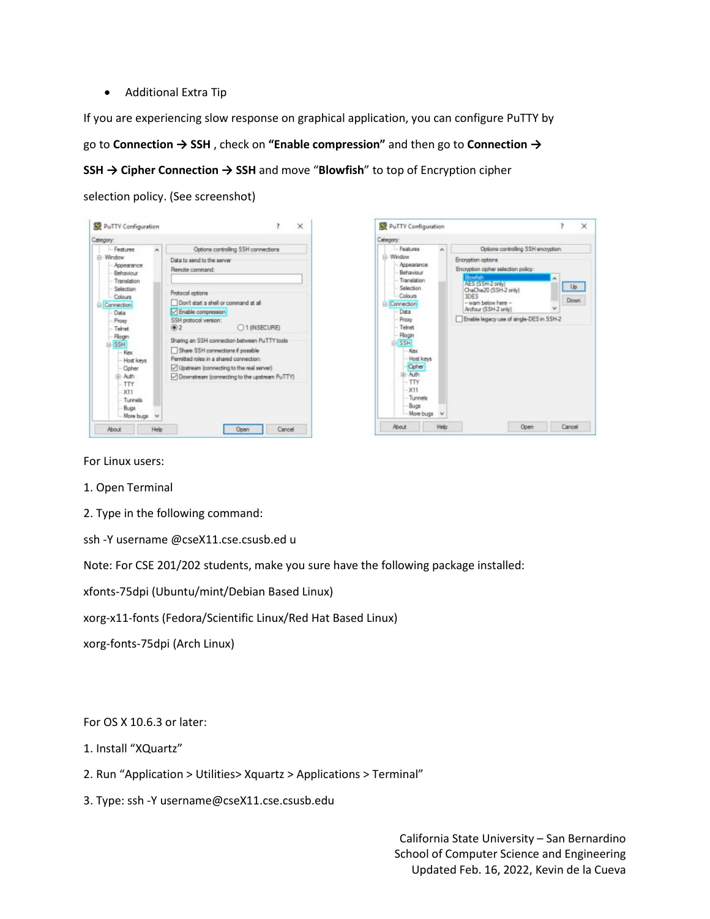- Additional Extra Tip

If you are experiencing slow response on graphical application, you can configure PuTTY by go to **Connection → SSH** , check on **"Enable compression"** and then go to **Connection → SSH → Cipher Connection → SSH** and move "**Blowfish**" to top of Encryption cipher selection policy. (See screenshot)

For Linux users:

1. Open Terminal

2. Type in the following command:

ssh -Y username @cseX11.cse.csusb.ed u

Note: For CSE 201/202 students, make you sure have the following package installed:

xfonts-75dpi (Ubuntu/mint/Debian Based Linux)

xorg-x11-fonts (Fedora/Scientific Linux/Red Hat Based Linux)

xorg-fonts-75dpi (Arch Linux)

For OS X 10.6.3 or later:

1. Install "XQuartz"

2. Run "Application > Utilities> Xquartz > Applications > Terminal"

3. Type: ssh -Y username@cseX11.cse.csusb.edu

California State University – San Bernardino
School of Computer Science and Engineering
Updated Feb. 16, 2022, Kevin de la Cueva